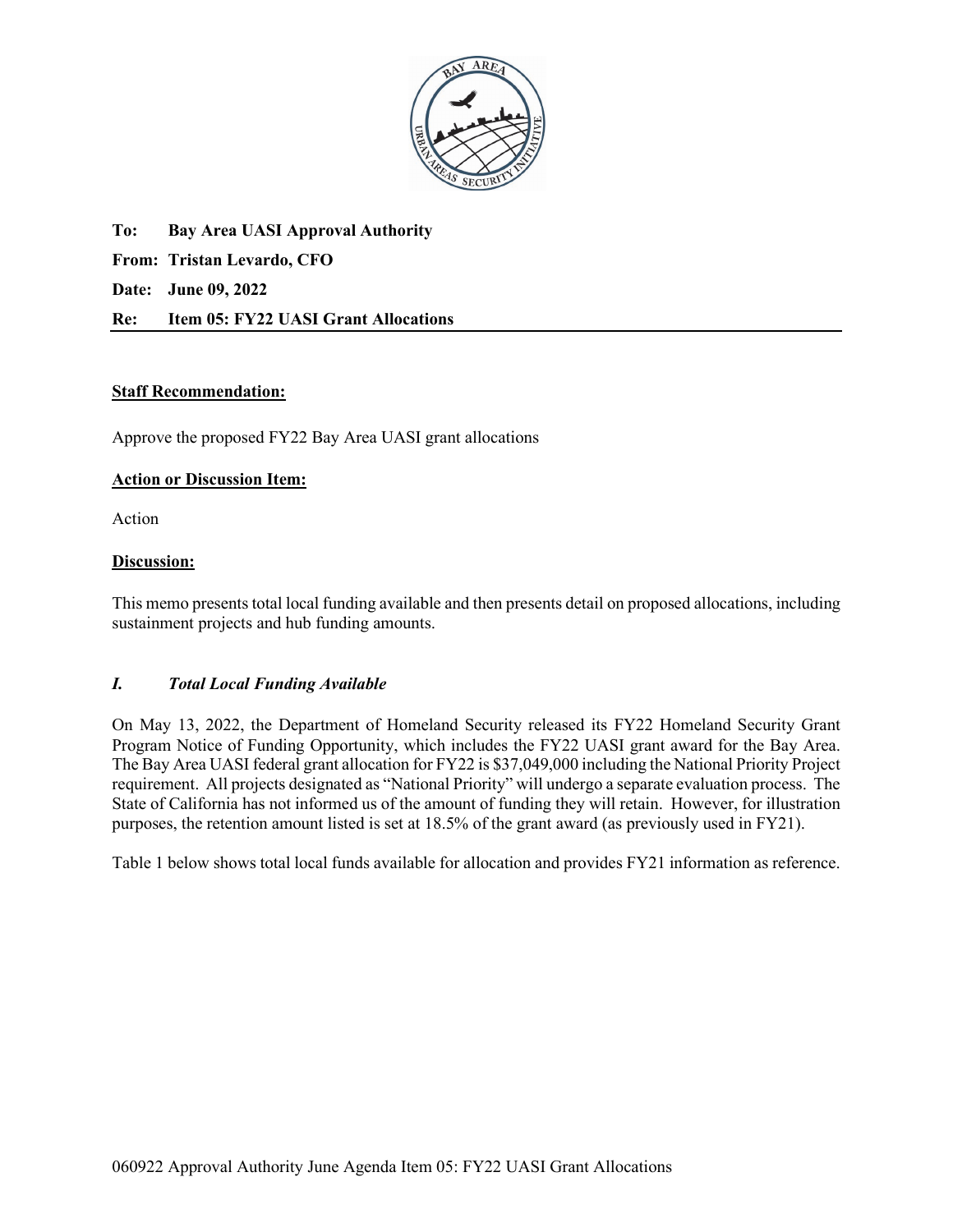**To:** **Bay Area UASI Approval Authority**

**From:** **Tristan Levardo, CFO**

**Date:** **June 09, 2022**

**Re:** **Item 05: FY22 UASI Grant Allocations**

---

**Staff Recommendation:**

Approve the proposed FY22 Bay Area UASI grant allocations

**Action or Discussion Item:**

Action

**Discussion:**

This memo presents total local funding available and then presents detail on proposed allocations, including sustainment projects and hub funding amounts.

## *I. Total Local Funding Available*

On May 13, 2022, the Department of Homeland Security released its FY22 Homeland Security Grant Program Notice of Funding Opportunity, which includes the FY22 UASI grant award for the Bay Area. The Bay Area UASI federal grant allocation for FY22 is $37,049,000 including the National Priority Project requirement. All projects designated as "National Priority" will undergo a separate evaluation process. The State of California has not informed us of the amount of funding they will retain. However, for illustration purposes, the retention amount listed is set at 18.5% of the grant award (as previously used in FY21).

Table 1 below shows total local funds available for allocation and provides FY21 information as reference.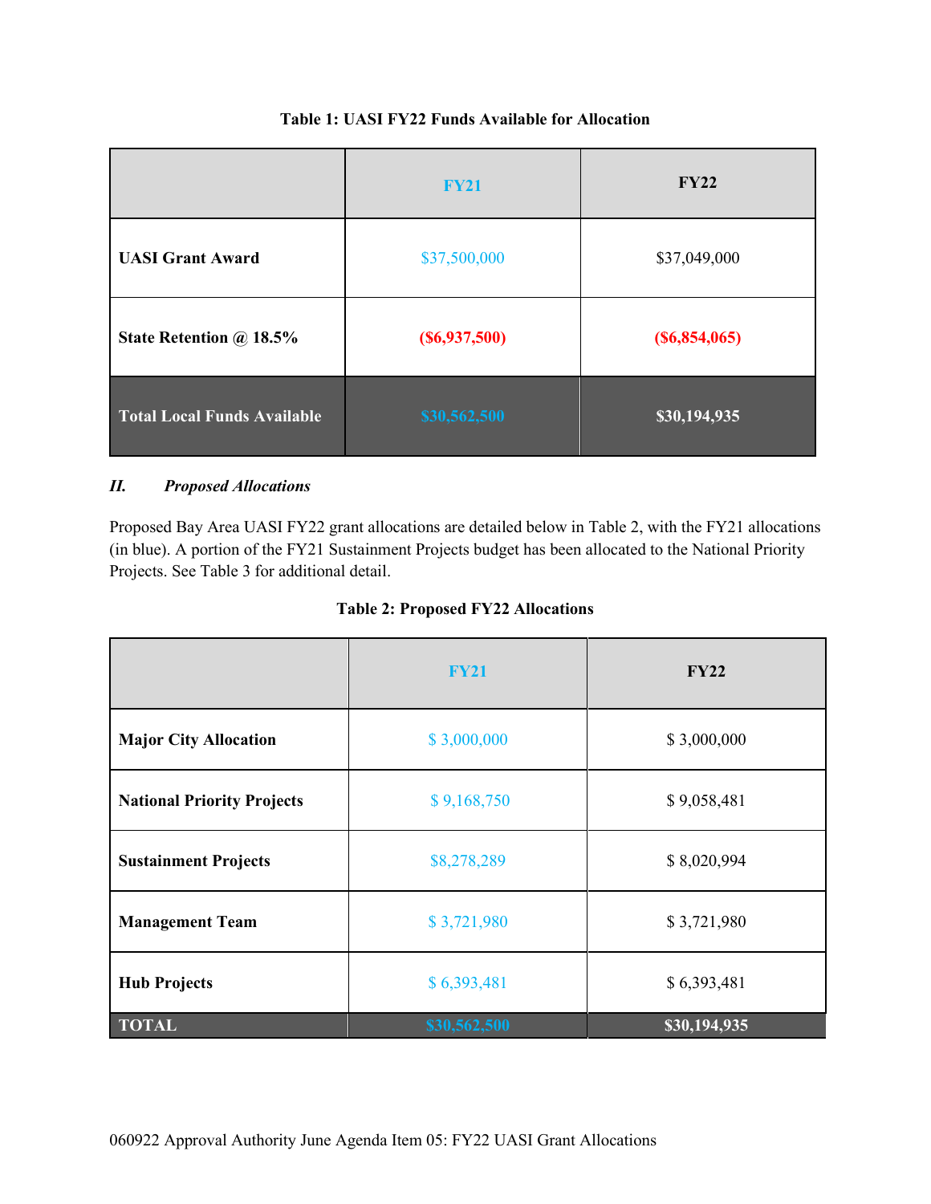**Table 1: UASI FY22 Funds Available for Allocation**

| | FY21 | FY22 |
|---|---|---|
| **UASI Grant Award** | $37,500,000 | $37,049,000 |
| **State Retention @ 18.5%** | **($6,937,500)** | **($6,854,065)** |
| **Total Local Funds Available** | **$30,562,500** | **$30,194,935** |

## II. *Proposed Allocations*

Proposed Bay Area UASI FY22 grant allocations are detailed below in Table 2, with the FY21 allocations (in blue). A portion of the FY21 Sustainment Projects budget has been allocated to the National Priority Projects. See Table 3 for additional detail.

**Table 2: Proposed FY22 Allocations**

| | FY21 | FY22 |
|---|---|---|
| **Major City Allocation** | $ 3,000,000 | $ 3,000,000 |
| **National Priority Projects** | $ 9,168,750 | $ 9,058,481 |
| **Sustainment Projects** | $8,278,289 | $ 8,020,994 |
| **Management Team** | $ 3,721,980 | $ 3,721,980 |
| **Hub Projects** | $ 6,393,481 | $ 6,393,481 |
| **TOTAL** | **$30,562,500** | **$30,194,935** |

060922 Approval Authority June Agenda Item 05: FY22 UASI Grant Allocations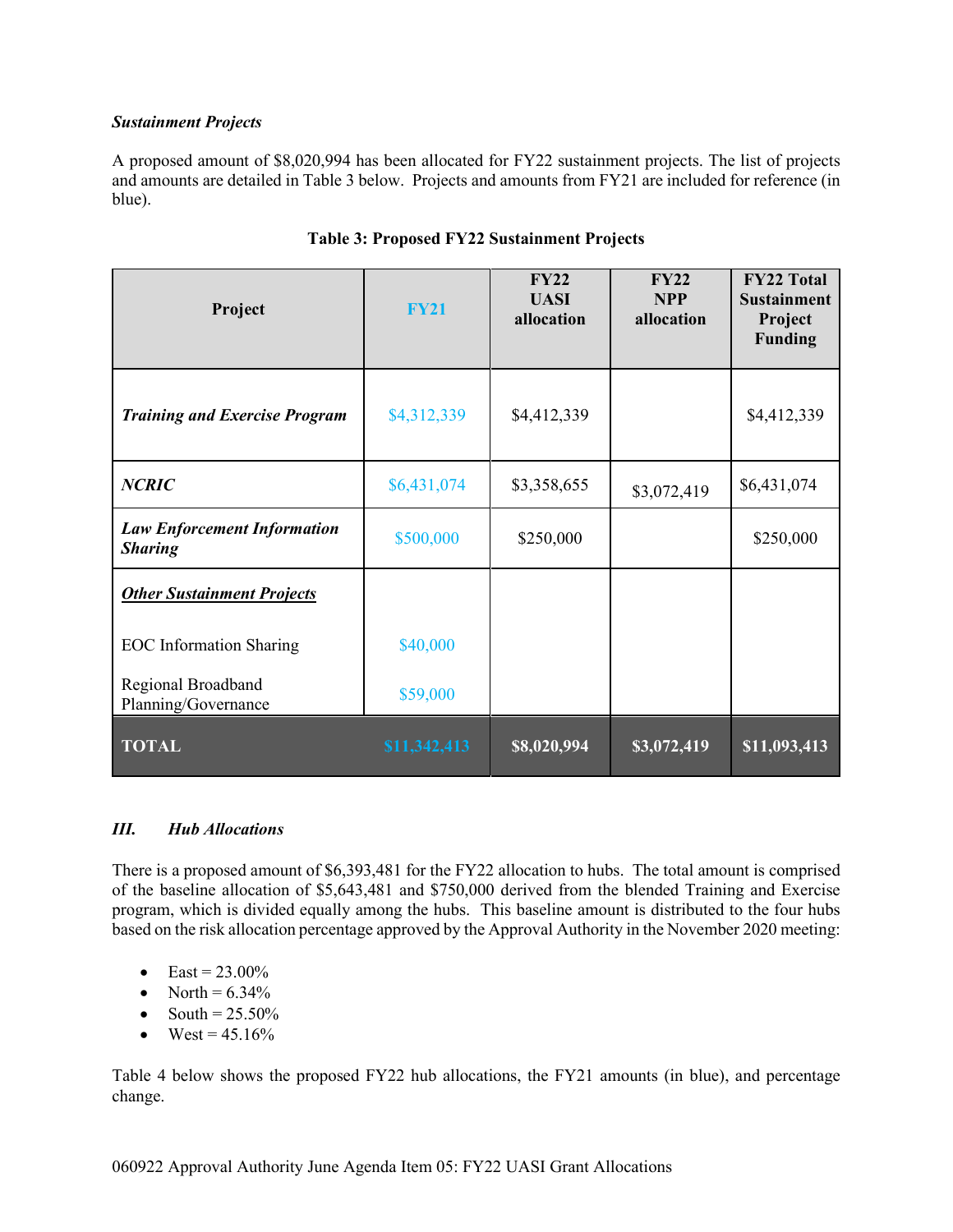***Sustainment Projects***

A proposed amount of $8,020,994 has been allocated for FY22 sustainment projects. The list of projects and amounts are detailed in Table 3 below. Projects and amounts from FY21 are included for reference (in blue).

**Table 3: Proposed FY22 Sustainment Projects**

| Project | FY21 | FY22 UASI allocation | FY22 NPP allocation | FY22 Total Sustainment Project Funding |
|---|---|---|---|---|
| ***Training and Exercise Program*** | $4,312,339 | $4,412,339 | | $4,412,339 |
| ***NCRIC*** | $6,431,074 | $3,358,655 | $3,072,419 | $6,431,074 |
| ***Law Enforcement Information Sharing*** | $500,000 | $250,000 | | $250,000 |
| ***<u>Other Sustainment Projects</u>*** | | | | |
| EOC Information Sharing | $40,000 | | | |
| Regional Broadband Planning/Governance | $59,000 | | | |
| **TOTAL** | **$11,342,413** | **$8,020,994** | **$3,072,419** | **$11,093,413** |

### *III. Hub Allocations*

There is a proposed amount of $6,393,481 for the FY22 allocation to hubs. The total amount is comprised of the baseline allocation of $5,643,481 and $750,000 derived from the blended Training and Exercise program, which is divided equally among the hubs. This baseline amount is distributed to the four hubs based on the risk allocation percentage approved by the Approval Authority in the November 2020 meeting:

- East = 23.00%
- North = 6.34%
- South = 25.50%
- West = 45.16%

Table 4 below shows the proposed FY22 hub allocations, the FY21 amounts (in blue), and percentage change.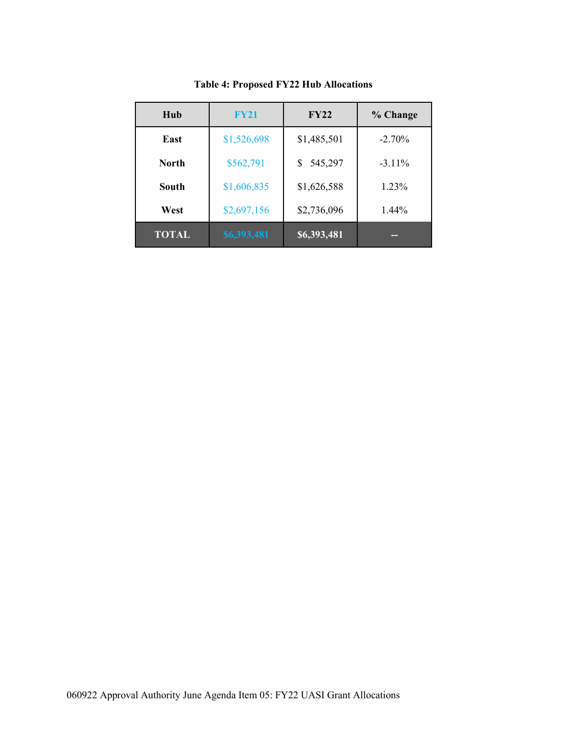**Table 4: Proposed FY22 Hub Allocations**

| Hub | FY21 | FY22 | % Change |
|---|---|---|---|
| **East** | $1,526,698 | $1,485,501 | -2.70% |
| **North** | $562,791 | $ 545,297 | -3.11% |
| **South** | $1,606,835 | $1,626,588 | 1.23% |
| **West** | $2,697,156 | $2,736,096 | 1.44% |
| **TOTAL** | **$6,393,481** | **$6,393,481** | **--** |